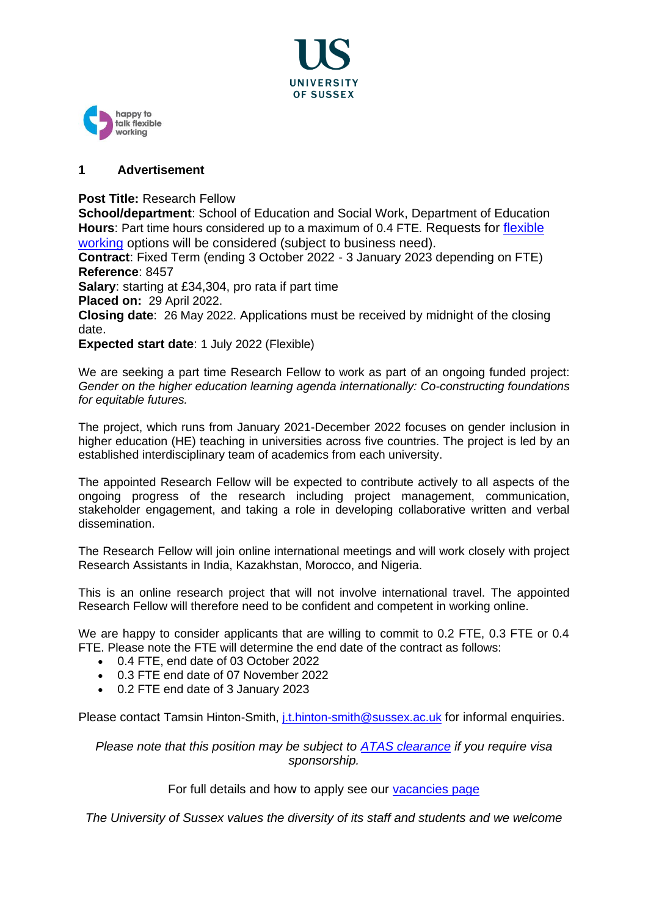## 1 Advertisement

**Post Title:** Research Fellow
**School/department**: School of Education and Social Work, Department of Education
**Hours**: Part time hours considered up to a maximum of 0.4 FTE. Requests for flexible working options will be considered (subject to business need).
**Contract**: Fixed Term (ending 3 October 2022 - 3 January 2023 depending on FTE)
**Reference**: 8457
**Salary**: starting at £34,304, pro rata if part time
**Placed on:** 29 April 2022.
**Closing date**: 26 May 2022. Applications must be received by midnight of the closing date.
**Expected start date**: 1 July 2022 (Flexible)

We are seeking a part time Research Fellow to work as part of an ongoing funded project: *Gender on the higher education learning agenda internationally: Co-constructing foundations for equitable futures.*

The project, which runs from January 2021-December 2022 focuses on gender inclusion in higher education (HE) teaching in universities across five countries. The project is led by an established interdisciplinary team of academics from each university.

The appointed Research Fellow will be expected to contribute actively to all aspects of the ongoing progress of the research including project management, communication, stakeholder engagement, and taking a role in developing collaborative written and verbal dissemination.

The Research Fellow will join online international meetings and will work closely with project Research Assistants in India, Kazakhstan, Morocco, and Nigeria.

This is an online research project that will not involve international travel. The appointed Research Fellow will therefore need to be confident and competent in working online.

We are happy to consider applicants that are willing to commit to 0.2 FTE, 0.3 FTE or 0.4 FTE. Please note the FTE will determine the end date of the contract as follows:

- 0.4 FTE, end date of 03 October 2022
- 0.3 FTE end date of 07 November 2022
- 0.2 FTE end date of 3 January 2023

Please contact Tamsin Hinton-Smith, j.t.hinton-smith@sussex.ac.uk for informal enquiries.

*Please note that this position may be subject to ATAS clearance if you require visa sponsorship.*

For full details and how to apply see our vacancies page

*The University of Sussex values the diversity of its staff and students and we welcome*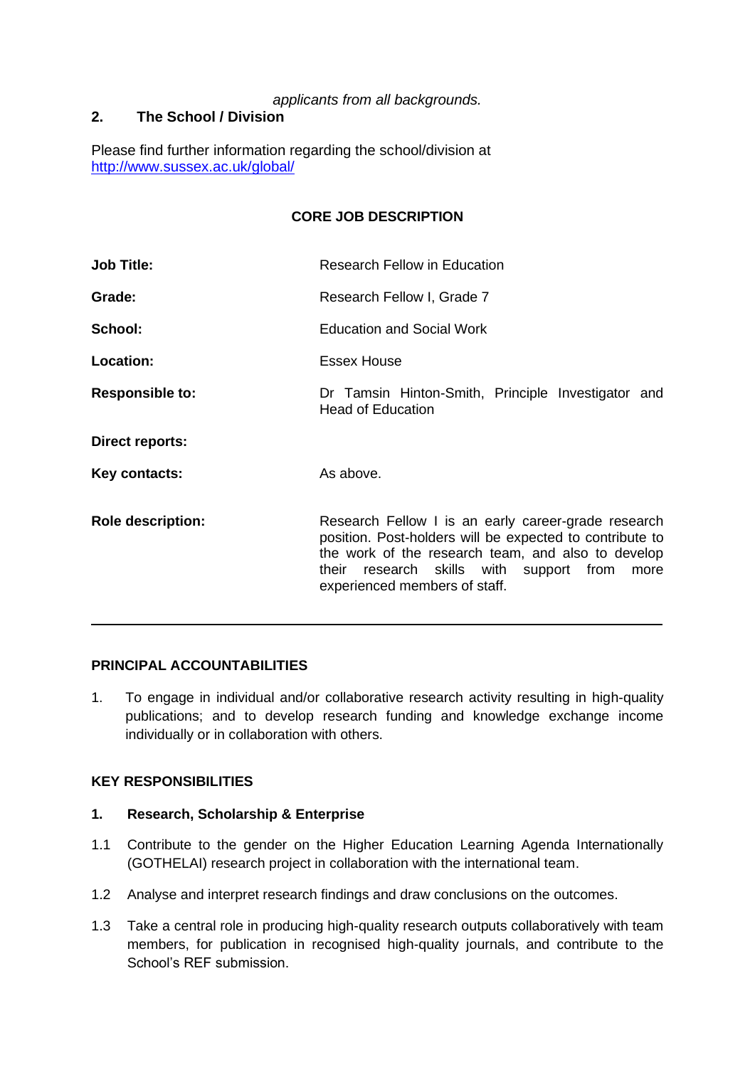*applicants from all backgrounds.*

## 2. The School / Division

Please find further information regarding the school/division at [http://www.sussex.ac.uk/global/](http://www.sussex.ac.uk/global/)

### CORE JOB DESCRIPTION

| | |
|---|---|
| **Job Title:** | Research Fellow in Education |
| **Grade:** | Research Fellow I, Grade 7 |
| **School:** | Education and Social Work |
| **Location:** | Essex House |
| **Responsible to:** | Dr Tamsin Hinton-Smith, Principle Investigator and Head of Education |
| **Direct reports:** | |
| **Key contacts:** | As above. |
| **Role description:** | Research Fellow I is an early career-grade research position. Post-holders will be expected to contribute to the work of the research team, and also to develop their research skills with support from more experienced members of staff. |

---

### PRINCIPAL ACCOUNTABILITIES

1. To engage in individual and/or collaborative research activity resulting in high-quality publications; and to develop research funding and knowledge exchange income individually or in collaboration with others.

### KEY RESPONSIBILITIES

**1. Research, Scholarship & Enterprise**

1.1 Contribute to the gender on the Higher Education Learning Agenda Internationally (GOTHELAI) research project in collaboration with the international team.

1.2 Analyse and interpret research findings and draw conclusions on the outcomes.

1.3 Take a central role in producing high-quality research outputs collaboratively with team members, for publication in recognised high-quality journals, and contribute to the School's REF submission.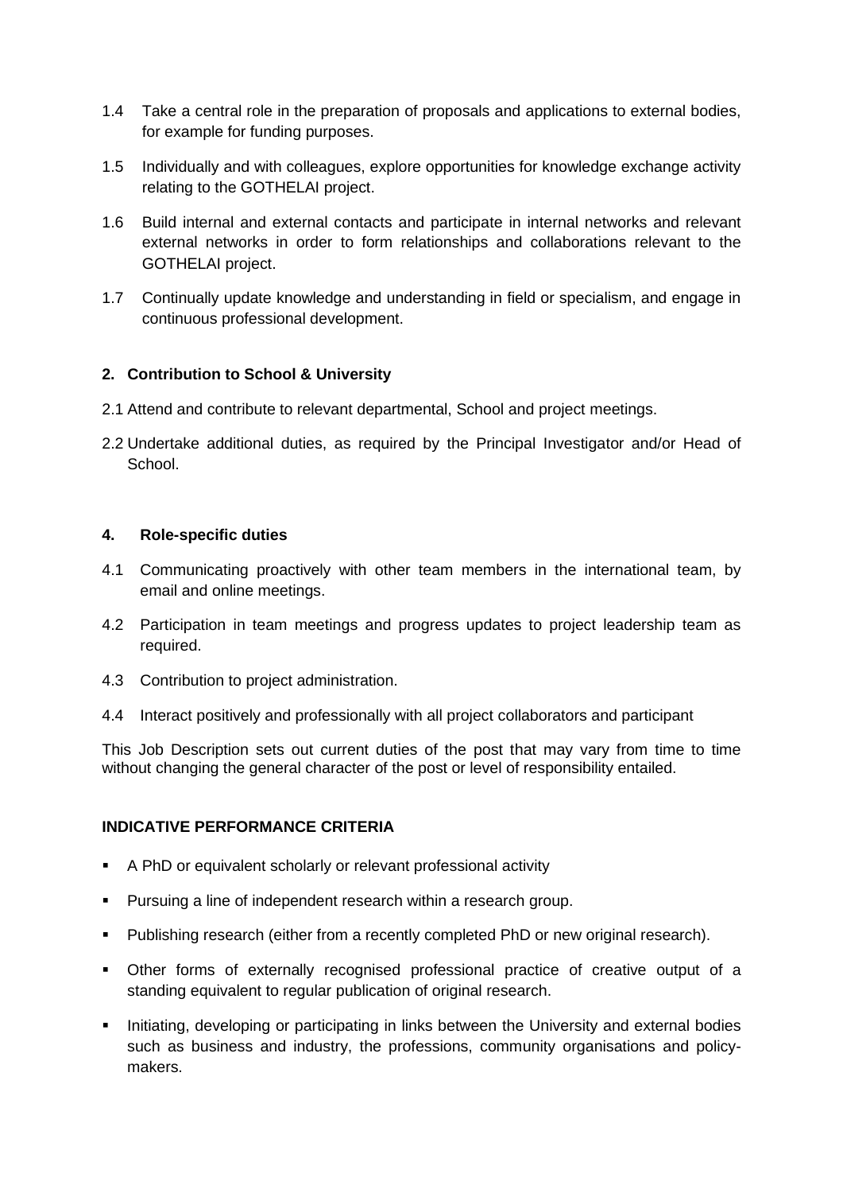1.4 Take a central role in the preparation of proposals and applications to external bodies, for example for funding purposes.

1.5 Individually and with colleagues, explore opportunities for knowledge exchange activity relating to the GOTHELAI project.

1.6 Build internal and external contacts and participate in internal networks and relevant external networks in order to form relationships and collaborations relevant to the GOTHELAI project.

1.7 Continually update knowledge and understanding in field or specialism, and engage in continuous professional development.

**2. Contribution to School & University**

2.1 Attend and contribute to relevant departmental, School and project meetings.

2.2 Undertake additional duties, as required by the Principal Investigator and/or Head of School.

**4. Role-specific duties**

4.1 Communicating proactively with other team members in the international team, by email and online meetings.

4.2 Participation in team meetings and progress updates to project leadership team as required.

4.3 Contribution to project administration.

4.4 Interact positively and professionally with all project collaborators and participant

This Job Description sets out current duties of the post that may vary from time to time without changing the general character of the post or level of responsibility entailed.

**INDICATIVE PERFORMANCE CRITERIA**

- A PhD or equivalent scholarly or relevant professional activity
- Pursuing a line of independent research within a research group.
- Publishing research (either from a recently completed PhD or new original research).
- Other forms of externally recognised professional practice of creative output of a standing equivalent to regular publication of original research.
- Initiating, developing or participating in links between the University and external bodies such as business and industry, the professions, community organisations and policy-makers.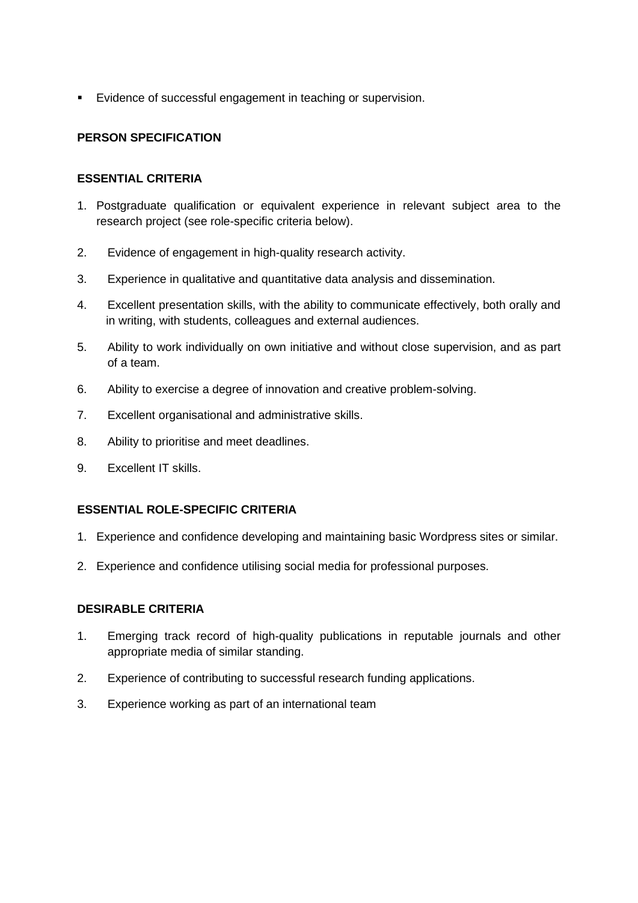- Evidence of successful engagement in teaching or supervision.

**PERSON SPECIFICATION**

**ESSENTIAL CRITERIA**

1. Postgraduate qualification or equivalent experience in relevant subject area to the research project (see role-specific criteria below).
2. Evidence of engagement in high-quality research activity.
3. Experience in qualitative and quantitative data analysis and dissemination.
4. Excellent presentation skills, with the ability to communicate effectively, both orally and in writing, with students, colleagues and external audiences.
5. Ability to work individually on own initiative and without close supervision, and as part of a team.
6. Ability to exercise a degree of innovation and creative problem-solving.
7. Excellent organisational and administrative skills.
8. Ability to prioritise and meet deadlines.
9. Excellent IT skills.

**ESSENTIAL ROLE-SPECIFIC CRITERIA**

1. Experience and confidence developing and maintaining basic Wordpress sites or similar.
2. Experience and confidence utilising social media for professional purposes.

**DESIRABLE CRITERIA**

1. Emerging track record of high-quality publications in reputable journals and other appropriate media of similar standing.
2. Experience of contributing to successful research funding applications.
3. Experience working as part of an international team